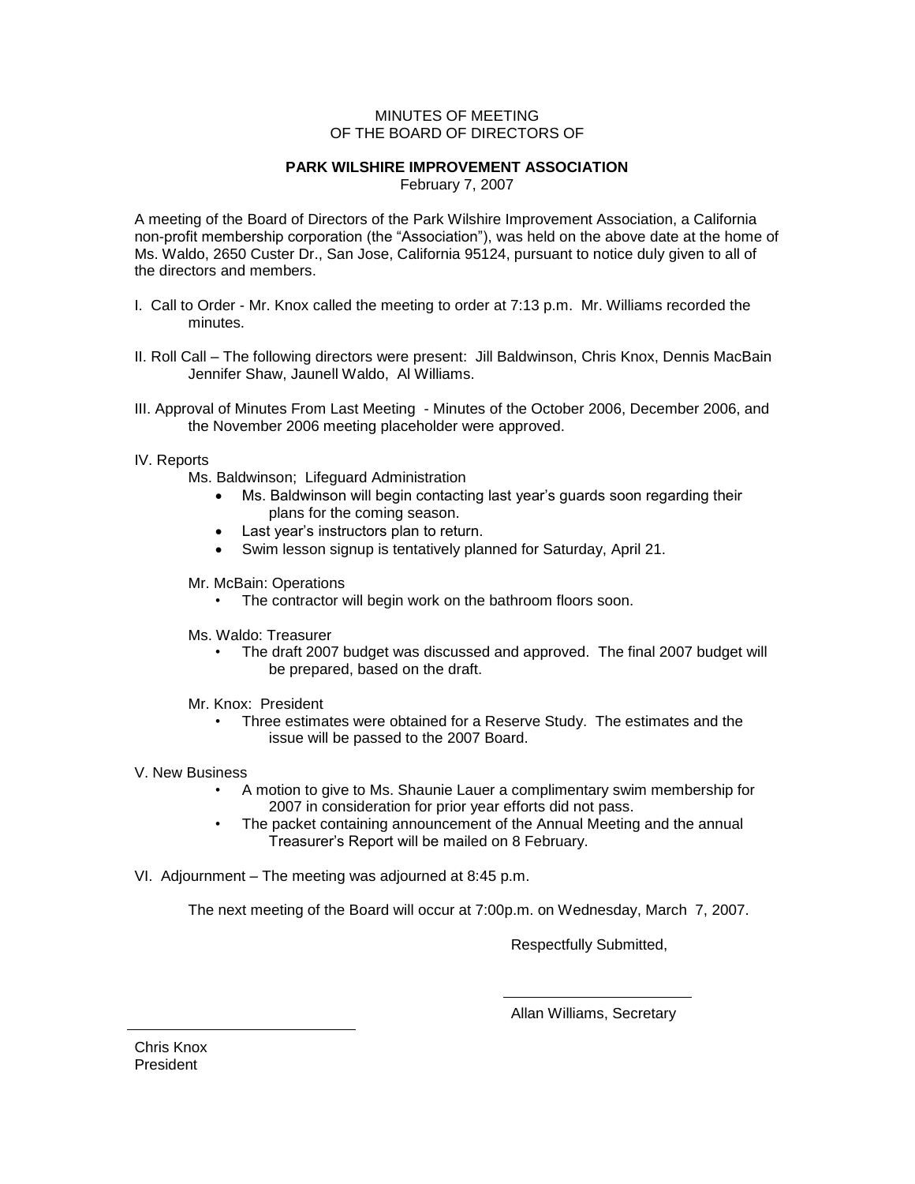MINUTES OF MEETING
OF THE BOARD OF DIRECTORS OF

**PARK WILSHIRE IMPROVEMENT ASSOCIATION**
February 7, 2007

A meeting of the Board of Directors of the Park Wilshire Improvement Association, a California non-profit membership corporation (the "Association"), was held on the above date at the home of Ms. Waldo, 2650 Custer Dr., San Jose, California 95124, pursuant to notice duly given to all of the directors and members.

I. Call to Order - Mr. Knox called the meeting to order at 7:13 p.m. Mr. Williams recorded the minutes.

II. Roll Call – The following directors were present: Jill Baldwinson, Chris Knox, Dennis MacBain Jennifer Shaw, Jaunell Waldo, Al Williams.

III. Approval of Minutes From Last Meeting - Minutes of the October 2006, December 2006, and the November 2006 meeting placeholder were approved.

IV. Reports

Ms. Baldwinson; Lifeguard Administration

- Ms. Baldwinson will begin contacting last year's guards soon regarding their plans for the coming season.
- Last year's instructors plan to return.
- Swim lesson signup is tentatively planned for Saturday, April 21.

Mr. McBain: Operations

- The contractor will begin work on the bathroom floors soon.

Ms. Waldo: Treasurer

- The draft 2007 budget was discussed and approved. The final 2007 budget will be prepared, based on the draft.

Mr. Knox: President

- Three estimates were obtained for a Reserve Study. The estimates and the issue will be passed to the 2007 Board.

V. New Business

- A motion to give to Ms. Shaunie Lauer a complimentary swim membership for 2007 in consideration for prior year efforts did not pass.
- The packet containing announcement of the Annual Meeting and the annual Treasurer's Report will be mailed on 8 February.

VI. Adjournment – The meeting was adjourned at 8:45 p.m.

The next meeting of the Board will occur at 7:00p.m. on Wednesday, March 7, 2007.

Respectfully Submitted,

Allan Williams, Secretary

Chris Knox
President